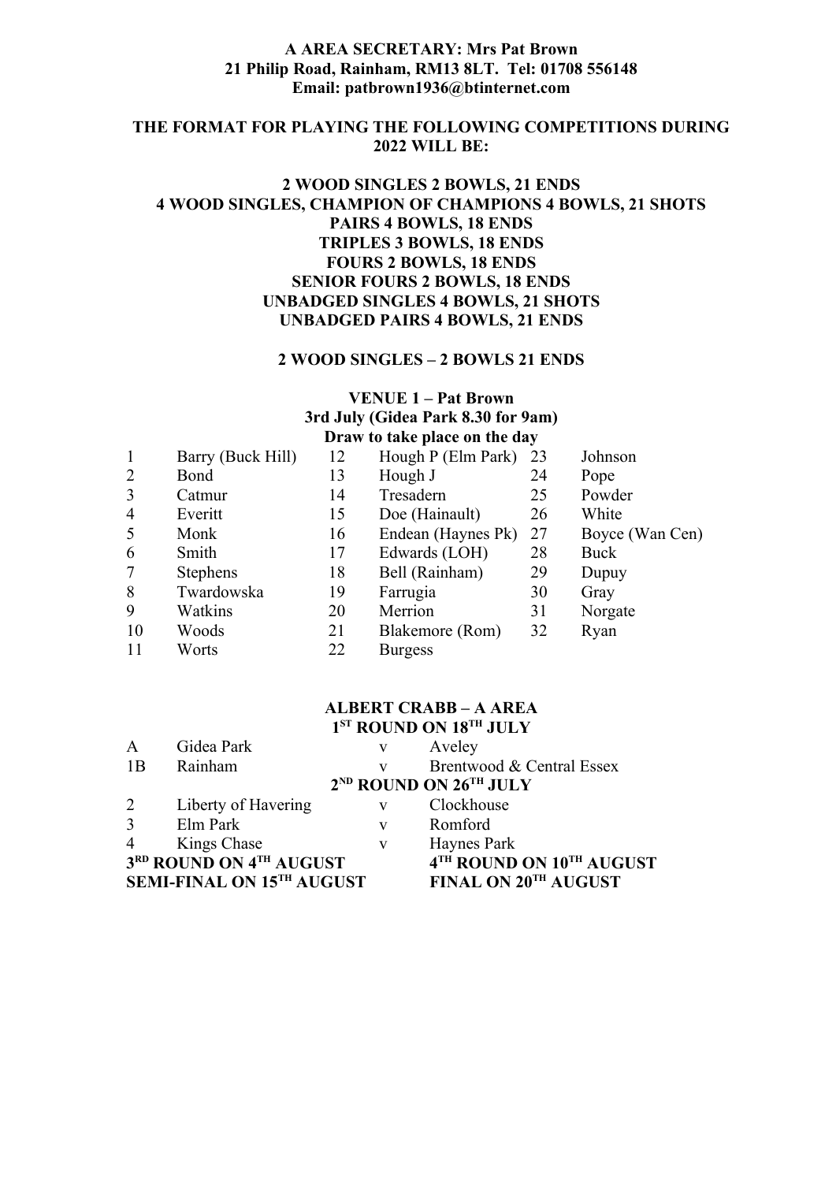**A AREA SECRETARY: Mrs Pat Brown**
**21 Philip Road, Rainham, RM13 8LT. Tel: 01708 556148**
**Email: patbrown1936@btinternet.com**

**THE FORMAT FOR PLAYING THE FOLLOWING COMPETITIONS DURING 2022 WILL BE:**

**2 WOOD SINGLES 2 BOWLS, 21 ENDS**
**4 WOOD SINGLES, CHAMPION OF CHAMPIONS 4 BOWLS, 21 SHOTS**
**PAIRS 4 BOWLS, 18 ENDS**
**TRIPLES 3 BOWLS, 18 ENDS**
**FOURS 2 BOWLS, 18 ENDS**
**SENIOR FOURS 2 BOWLS, 18 ENDS**
**UNBADGED SINGLES 4 BOWLS, 21 SHOTS**
**UNBADGED PAIRS 4 BOWLS, 21 ENDS**

## 2 WOOD SINGLES – 2 BOWLS 21 ENDS

**VENUE 1 – Pat Brown**
**3rd July (Gidea Park 8.30 for 9am)**
**Draw to take place on the day**

| | | | | | |
|---|---|---|---|---|---|
| 1 | Barry (Buck Hill) | 12 | Hough P (Elm Park) | 23 | Johnson |
| 2 | Bond | 13 | Hough J | 24 | Pope |
| 3 | Catmur | 14 | Tresadern | 25 | Powder |
| 4 | Everitt | 15 | Doe (Hainault) | 26 | White |
| 5 | Monk | 16 | Endean (Haynes Pk) | 27 | Boyce (Wan Cen) |
| 6 | Smith | 17 | Edwards (LOH) | 28 | Buck |
| 7 | Stephens | 18 | Bell (Rainham) | 29 | Dupuy |
| 8 | Twardowska | 19 | Farrugia | 30 | Gray |
| 9 | Watkins | 20 | Merrion | 31 | Norgate |
| 10 | Woods | 21 | Blakemore (Rom) | 32 | Ryan |
| 11 | Worts | 22 | Burgess | | |

## ALBERT CRABB – A AREA

**1ST ROUND ON 18TH JULY**

| | | | |
|---|---|---|---|
| A | Gidea Park | v | Aveley |
| 1B | Rainham | v | Brentwood & Central Essex |

**2ND ROUND ON 26TH JULY**

| | | | |
|---|---|---|---|
| 2 | Liberty of Havering | v | Clockhouse |
| 3 | Elm Park | v | Romford |
| 4 | Kings Chase | v | Haynes Park |

**3RD ROUND ON 4TH AUGUST** **4TH ROUND ON 10TH AUGUST**
**SEMI-FINAL ON 15TH AUGUST** **FINAL ON 20TH AUGUST**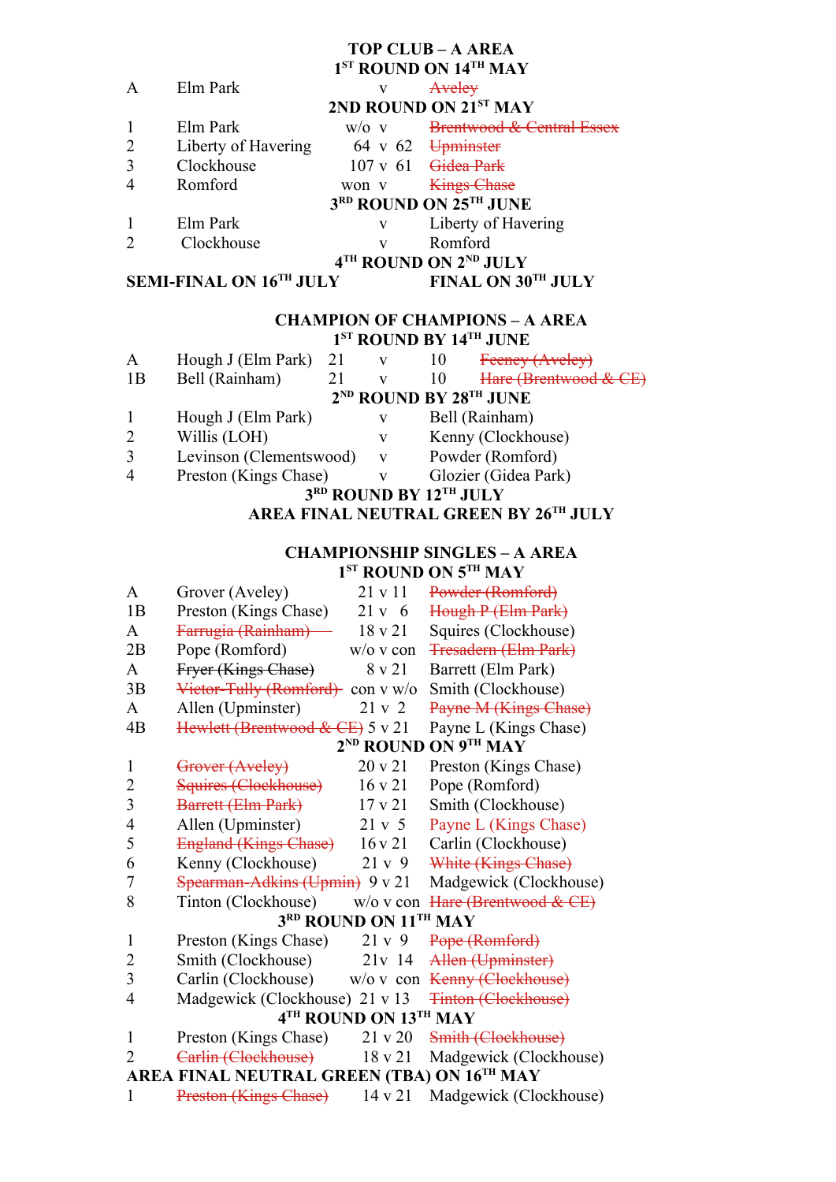## TOP CLUB – A AREA

### 1ST ROUND ON 14TH MAY

| | | | |
|---|---|---|---|
| A | Elm Park | v | ~~Aveley~~ |

### 2ND ROUND ON 21ST MAY

| | | | |
|---|---|---|---|
| 1 | Elm Park | w/o v | ~~Brentwood & Central Essex~~ |
| 2 | Liberty of Havering | 64 v 62 | ~~Upminster~~ |
| 3 | Clockhouse | 107 v 61 | ~~Gidea Park~~ |
| 4 | Romford | won v | ~~Kings Chase~~ |

### 3RD ROUND ON 25TH JUNE

| | | | |
|---|---|---|---|
| 1 | Elm Park | v | Liberty of Havering |
| 2 | Clockhouse | v | Romford |

### 4TH ROUND ON 2ND JULY

**SEMI-FINAL ON 16TH JULY** **FINAL ON 30TH JULY**

## CHAMPION OF CHAMPIONS – A AREA

### 1ST ROUND BY 14TH JUNE

| | | | | | |
|---|---|---|---|---|---|
| A | Hough J (Elm Park) | 21 | v | 10 | ~~Feeney (Aveley)~~ |
| 1B | Bell (Rainham) | 21 | v | 10 | ~~Hare (Brentwood & CE)~~ |

### 2ND ROUND BY 28TH JUNE

| | | | |
|---|---|---|---|
| 1 | Hough J (Elm Park) | v | Bell (Rainham) |
| 2 | Willis (LOH) | v | Kenny (Clockhouse) |
| 3 | Levinson (Clementswood) | v | Powder (Romford) |
| 4 | Preston (Kings Chase) | v | Glozier (Gidea Park) |

### 3RD ROUND BY 12TH JULY

### AREA FINAL NEUTRAL GREEN BY 26TH JULY

## CHAMPIONSHIP SINGLES – A AREA

### 1ST ROUND ON 5TH MAY

| | | | |
|---|---|---|---|
| A | Grover (Aveley) | 21 v 11 | ~~Powder (Romford)~~ |
| 1B | Preston (Kings Chase) | 21 v 6 | ~~Hough P (Elm Park)~~ |
| A | ~~Farrugia (Rainham)~~ | 18 v 21 | Squires (Clockhouse) |
| 2B | Pope (Romford) | w/o v con | ~~Tresadern (Elm Park)~~ |
| A | ~~Fryer (Kings Chase)~~ | 8 v 21 | Barrett (Elm Park) |
| 3B | ~~Victor-Tully (Romford)~~ | con v w/o | Smith (Clockhouse) |
| A | Allen (Upminster) | 21 v 2 | ~~Payne M (Kings Chase)~~ |
| 4B | ~~Hewlett (Brentwood & CE)~~ | 5 v 21 | Payne L (Kings Chase) |

### 2ND ROUND ON 9TH MAY

| | | | |
|---|---|---|---|
| 1 | ~~Grover (Aveley)~~ | 20 v 21 | Preston (Kings Chase) |
| 2 | ~~Squires (Clockhouse)~~ | 16 v 21 | Pope (Romford) |
| 3 | ~~Barrett (Elm Park)~~ | 17 v 21 | Smith (Clockhouse) |
| 4 | Allen (Upminster) | 21 v 5 | Payne L (Kings Chase) |
| 5 | ~~England (Kings Chase)~~ | 16 v 21 | Carlin (Clockhouse) |
| 6 | Kenny (Clockhouse) | 21 v 9 | ~~White (Kings Chase)~~ |
| 7 | ~~Spearman-Adkins (Upmin)~~ | 9 v 21 | Madgewick (Clockhouse) |
| 8 | Tinton (Clockhouse) | w/o v con | ~~Hare (Brentwood & CE)~~ |

### 3RD ROUND ON 11TH MAY

| | | | |
|---|---|---|---|
| 1 | Preston (Kings Chase) | 21 v 9 | ~~Pope (Romford)~~ |
| 2 | Smith (Clockhouse) | 21v 14 | ~~Allen (Upminster)~~ |
| 3 | Carlin (Clockhouse) | w/o v con | ~~Kenny (Clockhouse)~~ |
| 4 | Madgewick (Clockhouse) | 21 v 13 | ~~Tinton (Clockhouse)~~ |

### 4TH ROUND ON 13TH MAY

| | | | |
|---|---|---|---|
| 1 | Preston (Kings Chase) | 21 v 20 | ~~Smith (Clockhouse)~~ |
| 2 | ~~Carlin (Clockhouse)~~ | 18 v 21 | Madgewick (Clockhouse) |

### AREA FINAL NEUTRAL GREEN (TBA) ON 16TH MAY

| | | | |
|---|---|---|---|
| 1 | ~~Preston (Kings Chase)~~ | 14 v 21 | Madgewick (Clockhouse) |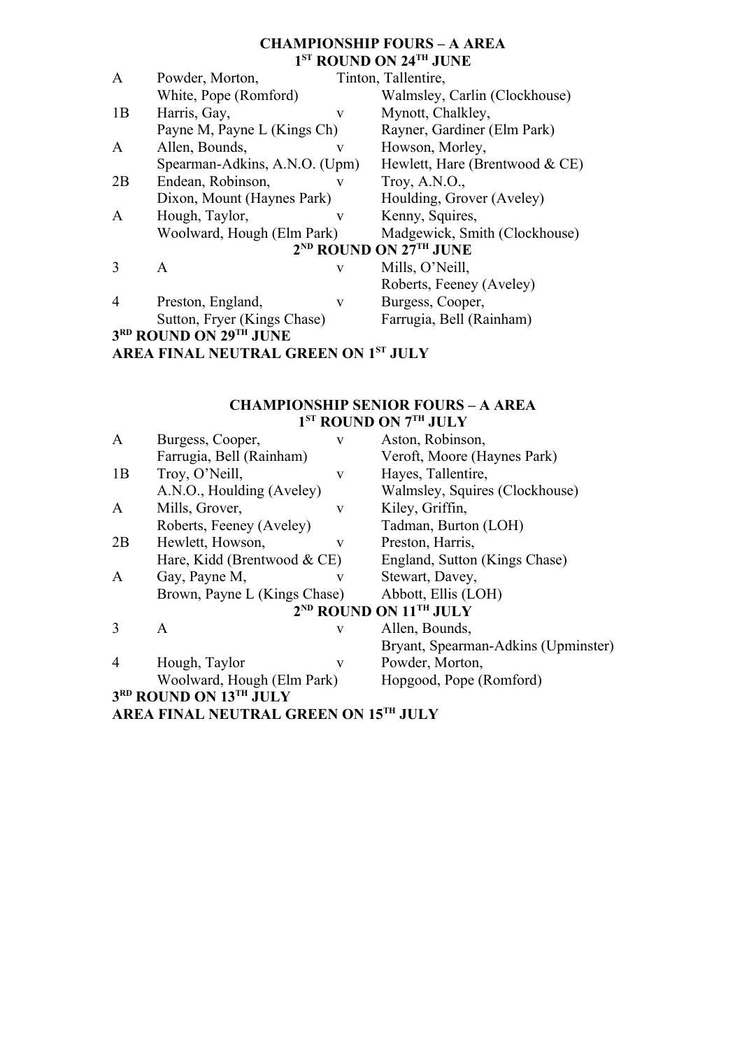**CHAMPIONSHIP FOURS – A AREA**

**1ST ROUND ON 24TH JUNE**

| | | | |
|---|---|---|---|
| A | Powder, Morton, White, Pope (Romford) | | Tinton, Tallentire, Walmsley, Carlin (Clockhouse) |
| 1B | Harris, Gay, Payne M, Payne L (Kings Ch) | v | Mynott, Chalkley, Rayner, Gardiner (Elm Park) |
| A | Allen, Bounds, Spearman-Adkins, A.N.O. (Upm) | v | Howson, Morley, Hewlett, Hare (Brentwood & CE) |
| 2B | Endean, Robinson, Dixon, Mount (Haynes Park) | v | Troy, A.N.O., Houlding, Grover (Aveley) |
| A | Hough, Taylor, Woolward, Hough (Elm Park) | v | Kenny, Squires, Madgewick, Smith (Clockhouse) |

**2ND ROUND ON 27TH JUNE**

| | | | |
|---|---|---|---|
| 3 | A | v | Mills, O'Neill, Roberts, Feeney (Aveley) |
| 4 | Preston, England, Sutton, Fryer (Kings Chase) | v | Burgess, Cooper, Farrugia, Bell (Rainham) |

**3RD ROUND ON 29TH JUNE**

**AREA FINAL NEUTRAL GREEN ON 1ST JULY**

**CHAMPIONSHIP SENIOR FOURS – A AREA**

**1ST ROUND ON 7TH JULY**

| | | | |
|---|---|---|---|
| A | Burgess, Cooper, Farrugia, Bell (Rainham) | v | Aston, Robinson, Veroft, Moore (Haynes Park) |
| 1B | Troy, O'Neill, A.N.O., Houlding (Aveley) | v | Hayes, Tallentire, Walmsley, Squires (Clockhouse) |
| A | Mills, Grover, Roberts, Feeney (Aveley) | v | Kiley, Griffin, Tadman, Burton (LOH) |
| 2B | Hewlett, Howson, Hare, Kidd (Brentwood & CE) | v | Preston, Harris, England, Sutton (Kings Chase) |
| A | Gay, Payne M, Brown, Payne L (Kings Chase) | v | Stewart, Davey, Abbott, Ellis (LOH) |

**2ND ROUND ON 11TH JULY**

| | | | |
|---|---|---|---|
| 3 | A | v | Allen, Bounds, Bryant, Spearman-Adkins (Upminster) |
| 4 | Hough, Taylor Woolward, Hough (Elm Park) | v | Powder, Morton, Hopgood, Pope (Romford) |

**3RD ROUND ON 13TH JULY**

**AREA FINAL NEUTRAL GREEN ON 15TH JULY**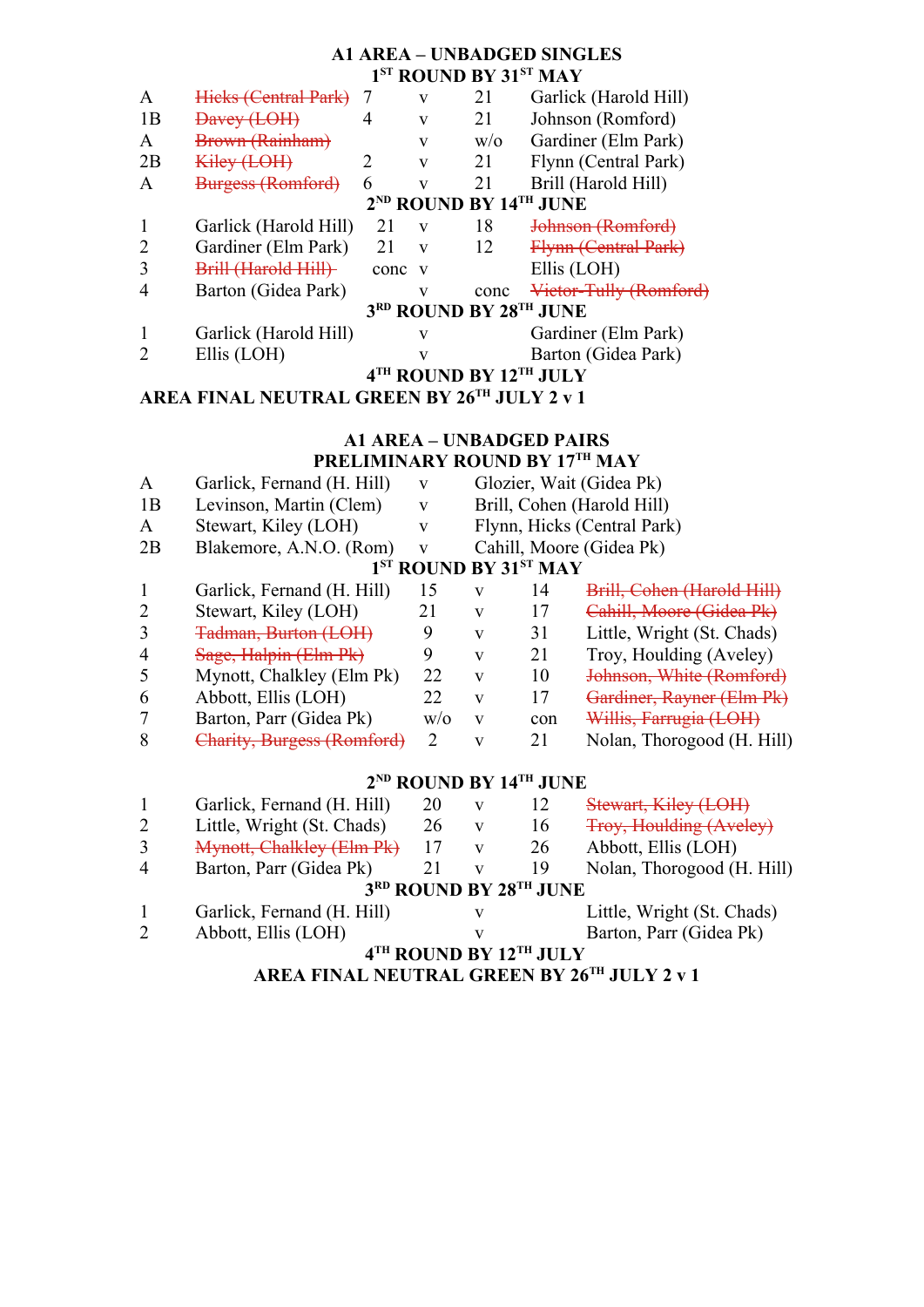## A1 AREA – UNBADGED SINGLES

### 1ST ROUND BY 31ST MAY

| | | | | | |
|---|---|---|---|---|---|
| A | ~~Hicks (Central Park)~~ | 7 | v | 21 | Garlick (Harold Hill) |
| 1B | ~~Davey (LOH)~~ | 4 | v | 21 | Johnson (Romford) |
| A | ~~Brown (Rainham)~~ | | v | w/o | Gardiner (Elm Park) |
| 2B | ~~Kiley (LOH)~~ | 2 | v | 21 | Flynn (Central Park) |
| A | ~~Burgess (Romford)~~ | 6 | v | 21 | Brill (Harold Hill) |

### 2ND ROUND BY 14TH JUNE

| | | | | | |
|---|---|---|---|---|---|
| 1 | Garlick (Harold Hill) | 21 | v | 18 | ~~Johnson (Romford)~~ |
| 2 | Gardiner (Elm Park) | 21 | v | 12 | ~~Flynn (Central Park)~~ |
| 3 | ~~Brill (Harold Hill)~~ | conc | v | | Ellis (LOH) |
| 4 | Barton (Gidea Park) | | v | conc | ~~Victor-Tully (Romford)~~ |

### 3RD ROUND BY 28TH JUNE

| | | | |
|---|---|---|---|
| 1 | Garlick (Harold Hill) | v | Gardiner (Elm Park) |
| 2 | Ellis (LOH) | v | Barton (Gidea Park) |

### 4TH ROUND BY 12TH JULY

**AREA FINAL NEUTRAL GREEN BY 26TH JULY 2 v 1**

## A1 AREA – UNBADGED PAIRS

### PRELIMINARY ROUND BY 17TH MAY

| | | | |
|---|---|---|---|
| A | Garlick, Fernand (H. Hill) | v | Glozier, Wait (Gidea Pk) |
| 1B | Levinson, Martin (Clem) | v | Brill, Cohen (Harold Hill) |
| A | Stewart, Kiley (LOH) | v | Flynn, Hicks (Central Park) |
| 2B | Blakemore, A.N.O. (Rom) | v | Cahill, Moore (Gidea Pk) |

### 1ST ROUND BY 31ST MAY

| | | | | | |
|---|---|---|---|---|---|
| 1 | Garlick, Fernand (H. Hill) | 15 | v | 14 | ~~Brill, Cohen (Harold Hill)~~ |
| 2 | Stewart, Kiley (LOH) | 21 | v | 17 | ~~Cahill, Moore (Gidea Pk)~~ |
| 3 | ~~Tadman, Burton (LOH)~~ | 9 | v | 31 | Little, Wright (St. Chads) |
| 4 | ~~Sage, Halpin (Elm Pk)~~ | 9 | v | 21 | Troy, Houlding (Aveley) |
| 5 | Mynott, Chalkley (Elm Pk) | 22 | v | 10 | ~~Johnson, White (Romford)~~ |
| 6 | Abbott, Ellis (LOH) | 22 | v | 17 | ~~Gardiner, Rayner (Elm Pk)~~ |
| 7 | Barton, Parr (Gidea Pk) | w/o | v | con | ~~Willis, Farrugia (LOH)~~ |
| 8 | ~~Charity, Burgess (Romford)~~ | 2 | v | 21 | Nolan, Thorogood (H. Hill) |

### 2ND ROUND BY 14TH JUNE

| | | | | | |
|---|---|---|---|---|---|
| 1 | Garlick, Fernand (H. Hill) | 20 | v | 12 | ~~Stewart, Kiley (LOH)~~ |
| 2 | Little, Wright (St. Chads) | 26 | v | 16 | ~~Troy, Houlding (Aveley)~~ |
| 3 | ~~Mynott, Chalkley (Elm Pk)~~ | 17 | v | 26 | Abbott, Ellis (LOH) |
| 4 | Barton, Parr (Gidea Pk) | 21 | v | 19 | Nolan, Thorogood (H. Hill) |

### 3RD ROUND BY 28TH JUNE

| | | | |
|---|---|---|---|
| 1 | Garlick, Fernand (H. Hill) | v | Little, Wright (St. Chads) |
| 2 | Abbott, Ellis (LOH) | v | Barton, Parr (Gidea Pk) |

### 4TH ROUND BY 12TH JULY

**AREA FINAL NEUTRAL GREEN BY 26TH JULY 2 v 1**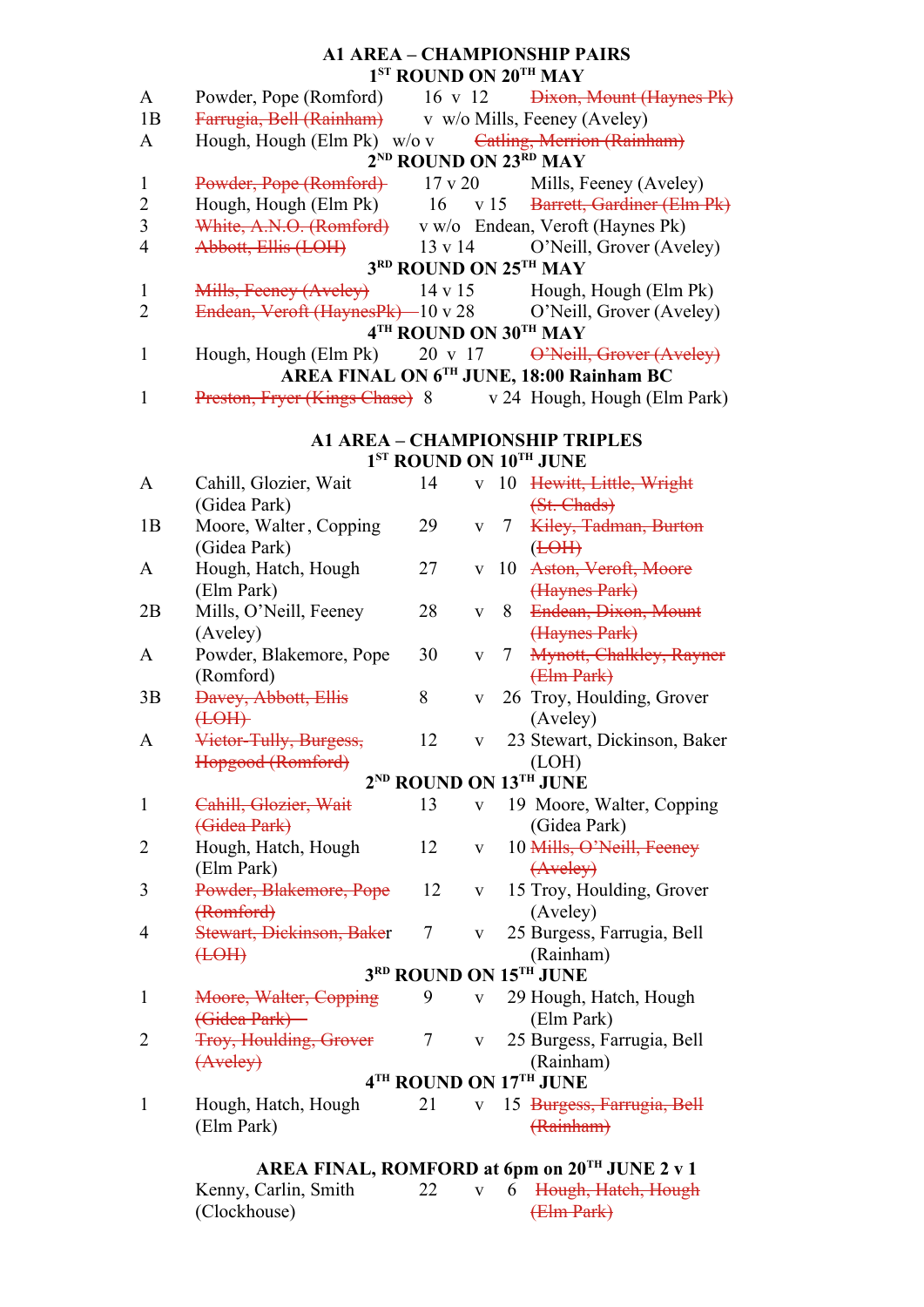# A1 AREA – CHAMPIONSHIP PAIRS

## 1ST ROUND ON 20TH MAY

| | | | |
|---|---|---|---|
| A | Powder, Pope (Romford) | 16 v 12 | ~~Dixon, Mount (Haynes Pk)~~ |
| 1B | ~~Farrugia, Bell (Rainham)~~ | v w/o | Mills, Feeney (Aveley) |
| A | Hough, Hough (Elm Pk) | w/o v | ~~Catling, Merrion (Rainham)~~ |

## 2ND ROUND ON 23RD MAY

| | | | |
|---|---|---|---|
| 1 | ~~Powder, Pope (Romford)~~ | 17 v 20 | Mills, Feeney (Aveley) |
| 2 | Hough, Hough (Elm Pk) | 16 v 15 | ~~Barrett, Gardiner (Elm Pk)~~ |
| 3 | ~~White, A.N.O. (Romford)~~ | v w/o | Endean, Veroft (Haynes Pk) |
| 4 | ~~Abbott, Ellis (LOH)~~ | 13 v 14 | O'Neill, Grover (Aveley) |

## 3RD ROUND ON 25TH MAY

| | | | |
|---|---|---|---|
| 1 | ~~Mills, Feeney (Aveley)~~ | 14 v 15 | Hough, Hough (Elm Pk) |
| 2 | ~~Endean, Veroft (HaynesPk)~~ | 10 v 28 | O'Neill, Grover (Aveley) |

## 4TH ROUND ON 30TH MAY

| | | | |
|---|---|---|---|
| 1 | Hough, Hough (Elm Pk) | 20 v 17 | ~~O'Neill, Grover (Aveley)~~ |

## AREA FINAL ON 6TH JUNE, 18:00 Rainham BC

| | | | |
|---|---|---|---|
| 1 | ~~Preston, Fryer (Kings Chase)~~ | 8 v 24 | Hough, Hough (Elm Park) |

# A1 AREA – CHAMPIONSHIP TRIPLES

## 1ST ROUND ON 10TH JUNE

| | | | | | |
|---|---|---|---|---|---|
| A | Cahill, Glozier, Wait (Gidea Park) | 14 | v | 10 | ~~Hewitt, Little, Wright (St. Chads)~~ |
| 1B | Moore, Walter, Copping (Gidea Park) | 29 | v | 7 | ~~Kiley, Tadman, Burton (LOH)~~ |
| A | Hough, Hatch, Hough (Elm Park) | 27 | v | 10 | ~~Aston, Veroft, Moore (Haynes Park)~~ |
| 2B | Mills, O'Neill, Feeney (Aveley) | 28 | v | 8 | ~~Endean, Dixon, Mount (Haynes Park)~~ |
| A | Powder, Blakemore, Pope (Romford) | 30 | v | 7 | ~~Mynott, Chalkley, Rayner (Elm Park)~~ |
| 3B | ~~Davey, Abbott, Ellis (LOH)~~ | 8 | v | 26 | Troy, Houlding, Grover (Aveley) |
| A | ~~Victor-Tully, Burgess, Hopgood (Romford)~~ | 12 | v | 23 | Stewart, Dickinson, Baker (LOH) |

## 2ND ROUND ON 13TH JUNE

| | | | | | |
|---|---|---|---|---|---|
| 1 | ~~Cahill, Glozier, Wait (Gidea Park)~~ | 13 | v | 19 | Moore, Walter, Copping (Gidea Park) |
| 2 | Hough, Hatch, Hough (Elm Park) | 12 | v | 10 | ~~Mills, O'Neill, Feeney (Aveley)~~ |
| 3 | ~~Powder, Blakemore, Pope (Romford)~~ | 12 | v | 15 | Troy, Houlding, Grover (Aveley) |
| 4 | ~~Stewart, Dickinson, Baker (LOH)~~ | 7 | v | 25 | Burgess, Farrugia, Bell (Rainham) |

## 3RD ROUND ON 15TH JUNE

| | | | | | |
|---|---|---|---|---|---|
| 1 | ~~Moore, Walter, Copping (Gidea Park)~~ | 9 | v | 29 | Hough, Hatch, Hough (Elm Park) |
| 2 | ~~Troy, Houlding, Grover (Aveley)~~ | 7 | v | 25 | Burgess, Farrugia, Bell (Rainham) |

## 4TH ROUND ON 17TH JUNE

| | | | | | |
|---|---|---|---|---|---|
| 1 | Hough, Hatch, Hough (Elm Park) | 21 | v | 15 | ~~Burgess, Farrugia, Bell (Rainham)~~ |

## AREA FINAL, ROMFORD at 6pm on 20TH JUNE 2 v 1

| | | | | |
|---|---|---|---|---|
| Kenny, Carlin, Smith (Clockhouse) | 22 | v | 6 | ~~Hough, Hatch, Hough (Elm Park)~~ |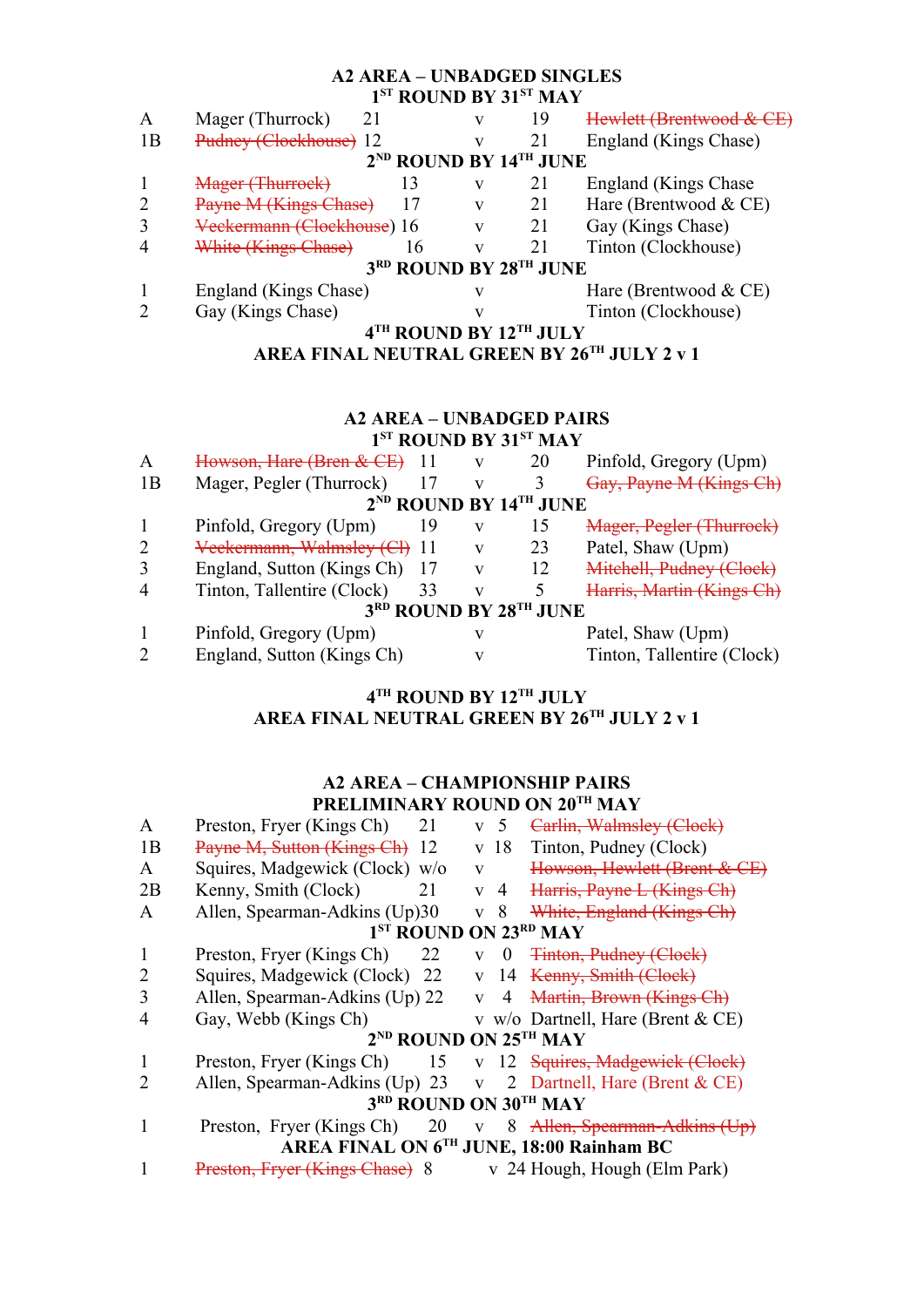## A2 AREA – UNBADGED SINGLES

### 1ST ROUND BY 31ST MAY

| | | | | | |
|---|---|---|---|---|---|
| A | Mager (Thurrock) | 21 | v | 19 | ~~Hewlett (Brentwood & CE)~~ |
| 1B | ~~Pudney (Clockhouse)~~ | 12 | v | 21 | England (Kings Chase) |

### 2ND ROUND BY 14TH JUNE

| | | | | | |
|---|---|---|---|---|---|
| 1 | ~~Mager (Thurrock)~~ | 13 | v | 21 | England (Kings Chase |
| 2 | ~~Payne M (Kings Chase)~~ | 17 | v | 21 | Hare (Brentwood & CE) |
| 3 | ~~Veckermann (Clockhouse)~~ | 16 | v | 21 | Gay (Kings Chase) |
| 4 | ~~White (Kings Chase)~~ | 16 | v | 21 | Tinton (Clockhouse) |

### 3RD ROUND BY 28TH JUNE

| | | | |
|---|---|---|---|
| 1 | England (Kings Chase) | v | Hare (Brentwood & CE) |
| 2 | Gay (Kings Chase) | v | Tinton (Clockhouse) |

### 4TH ROUND BY 12TH JULY

### AREA FINAL NEUTRAL GREEN BY 26TH JULY 2 v 1

## A2 AREA – UNBADGED PAIRS

### 1ST ROUND BY 31ST MAY

| | | | | | |
|---|---|---|---|---|---|
| A | ~~Howson, Hare (Bren & CE)~~ | 11 | v | 20 | Pinfold, Gregory (Upm) |
| 1B | Mager, Pegler (Thurrock) | 17 | v | 3 | ~~Gay, Payne M (Kings Ch)~~ |

### 2ND ROUND BY 14TH JUNE

| | | | | | |
|---|---|---|---|---|---|
| 1 | Pinfold, Gregory (Upm) | 19 | v | 15 | ~~Mager, Pegler (Thurrock)~~ |
| 2 | ~~Veckermann, Walmsley (Cl)~~ | 11 | v | 23 | Patel, Shaw (Upm) |
| 3 | England, Sutton (Kings Ch) | 17 | v | 12 | ~~Mitchell, Pudney (Clock)~~ |
| 4 | Tinton, Tallentire (Clock) | 33 | v | 5 | ~~Harris, Martin (Kings Ch)~~ |

### 3RD ROUND BY 28TH JUNE

| | | | |
|---|---|---|---|
| 1 | Pinfold, Gregory (Upm) | v | Patel, Shaw (Upm) |
| 2 | England, Sutton (Kings Ch) | v | Tinton, Tallentire (Clock) |

### 4TH ROUND BY 12TH JULY

### AREA FINAL NEUTRAL GREEN BY 26TH JULY 2 v 1

## A2 AREA – CHAMPIONSHIP PAIRS

### PRELIMINARY ROUND ON 20TH MAY

| | | | | | |
|---|---|---|---|---|---|
| A | Preston, Fryer (Kings Ch) | 21 | v | 5 | ~~Carlin, Walmsley (Clock)~~ |
| 1B | ~~Payne M, Sutton (Kings Ch)~~ | 12 | v | 18 | Tinton, Pudney (Clock) |
| A | Squires, Madgewick (Clock) | w/o | v | | ~~Howson, Hewlett (Brent & CE)~~ |
| 2B | Kenny, Smith (Clock) | 21 | v | 4 | ~~Harris, Payne L (Kings Ch)~~ |
| A | Allen, Spearman-Adkins (Up) | 30 | v | 8 | ~~White, England (Kings Ch)~~ |

### 1ST ROUND ON 23RD MAY

| | | | | | |
|---|---|---|---|---|---|
| 1 | Preston, Fryer (Kings Ch) | 22 | v | 0 | ~~Tinton, Pudney (Clock)~~ |
| 2 | Squires, Madgewick (Clock) | 22 | v | 14 | ~~Kenny, Smith (Clock)~~ |
| 3 | Allen, Spearman-Adkins (Up) | 22 | v | 4 | ~~Martin, Brown (Kings Ch)~~ |
| 4 | Gay, Webb (Kings Ch) | | v | w/o | Dartnell, Hare (Brent & CE) |

### 2ND ROUND ON 25TH MAY

| | | | | | |
|---|---|---|---|---|---|
| 1 | Preston, Fryer (Kings Ch) | 15 | v | 12 | ~~Squires, Madgewick (Clock)~~ |
| 2 | Allen, Spearman-Adkins (Up) | 23 | v | 2 | Dartnell, Hare (Brent & CE) |

### 3RD ROUND ON 30TH MAY

| | | | | | |
|---|---|---|---|---|---|
| 1 | Preston, Fryer (Kings Ch) | 20 | v | 8 | ~~Allen, Spearman-Adkins (Up)~~ |

### AREA FINAL ON 6TH JUNE, 18:00 Rainham BC

| | | | | | |
|---|---|---|---|---|---|
| 1 | ~~Preston, Fryer (Kings Chase)~~ | 8 | v | 24 | Hough, Hough (Elm Park) |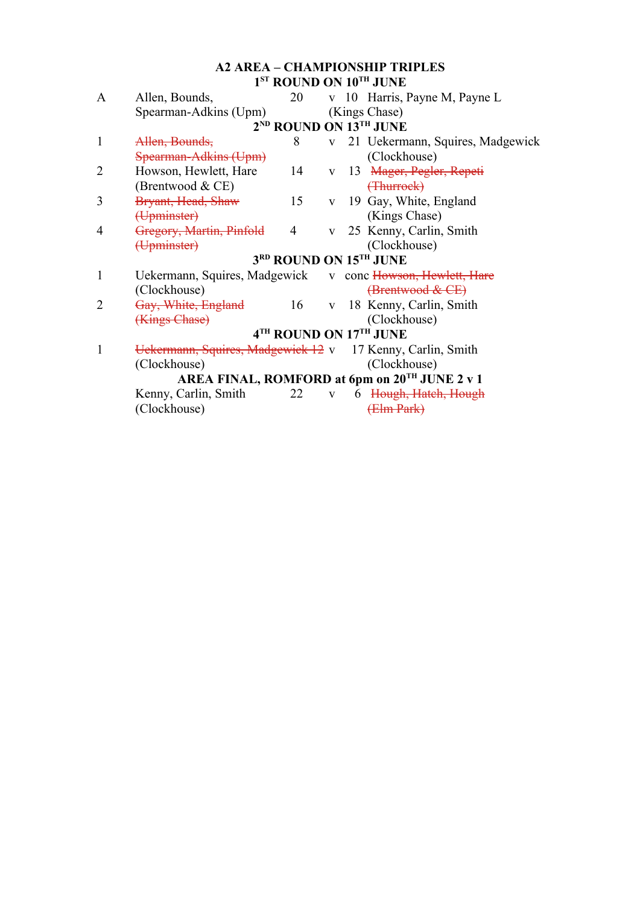# A2 AREA – CHAMPIONSHIP TRIPLES

## 1ST ROUND ON 10TH JUNE

| | | | | | |
|---|---|---|---|---|---|
| A | Allen, Bounds, Spearman-Adkins (Upm) | 20 | v | 10 | Harris, Payne M, Payne L (Kings Chase) |

## 2ND ROUND ON 13TH JUNE

| | | | | | |
|---|---|---|---|---|---|
| 1 | ~~Allen, Bounds, Spearman-Adkins (Upm)~~ | 8 | v | 21 | Uekermann, Squires, Madgewick (Clockhouse) |
| 2 | Howson, Hewlett, Hare (Brentwood & CE) | 14 | v | 13 | ~~Mager, Pegler, Repeti (Thurrock)~~ |
| 3 | ~~Bryant, Head, Shaw (Upminster)~~ | 15 | v | 19 | Gay, White, England (Kings Chase) |
| 4 | ~~Gregory, Martin, Pinfold (Upminster)~~ | 4 | v | 25 | Kenny, Carlin, Smith (Clockhouse) |

## 3RD ROUND ON 15TH JUNE

| | | | | | |
|---|---|---|---|---|---|
| 1 | Uekermann, Squires, Madgewick (Clockhouse) | | v | conc | ~~Howson, Hewlett, Hare (Brentwood & CE)~~ |
| 2 | ~~Gay, White, England (Kings Chase)~~ | 16 | v | 18 | Kenny, Carlin, Smith (Clockhouse) |

## 4TH ROUND ON 17TH JUNE

| | | | | | |
|---|---|---|---|---|---|
| 1 | ~~Uekermann, Squires, Madgewick~~ (Clockhouse) | ~~12~~ | v | 17 | Kenny, Carlin, Smith (Clockhouse) |

## AREA FINAL, ROMFORD at 6pm on 20TH JUNE 2 v 1

| | | | | |
|---|---|---|---|---|
| Kenny, Carlin, Smith (Clockhouse) | 22 | v | 6 | ~~Hough, Hatch, Hough (Elm Park)~~ |